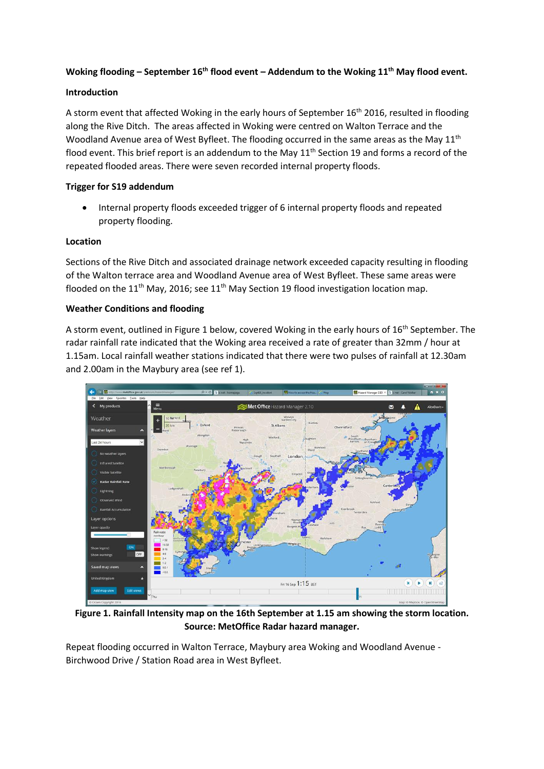**Woking flooding – September 16th flood event – Addendum to the Woking 11th May flood event.**

**Introduction**

A storm event that affected Woking in the early hours of September 16th 2016, resulted in flooding along the Rive Ditch. The areas affected in Woking were centred on Walton Terrace and the Woodland Avenue area of West Byfleet. The flooding occurred in the same areas as the May 11th flood event. This brief report is an addendum to the May 11th Section 19 and forms a record of the repeated flooded areas. There were seven recorded internal property floods.

**Trigger for S19 addendum**

- Internal property floods exceeded trigger of 6 internal property floods and repeated property flooding.

**Location**

Sections of the Rive Ditch and associated drainage network exceeded capacity resulting in flooding of the Walton terrace area and Woodland Avenue area of West Byfleet. These same areas were flooded on the 11th May, 2016; see 11th May Section 19 flood investigation location map.

**Weather Conditions and flooding**

A storm event, outlined in Figure 1 below, covered Woking in the early hours of 16th September. The radar rainfall rate indicated that the Woking area received a rate of greater than 32mm / hour at 1.15am. Local rainfall weather stations indicated that there were two pulses of rainfall at 12.30am and 2.00am in the Maybury area (see ref 1).

**Figure 1. Rainfall Intensity map on the 16th September at 1.15 am showing the storm location. Source: MetOffice Radar hazard manager.**

Repeat flooding occurred in Walton Terrace, Maybury area Woking and Woodland Avenue - Birchwood Drive / Station Road area in West Byfleet.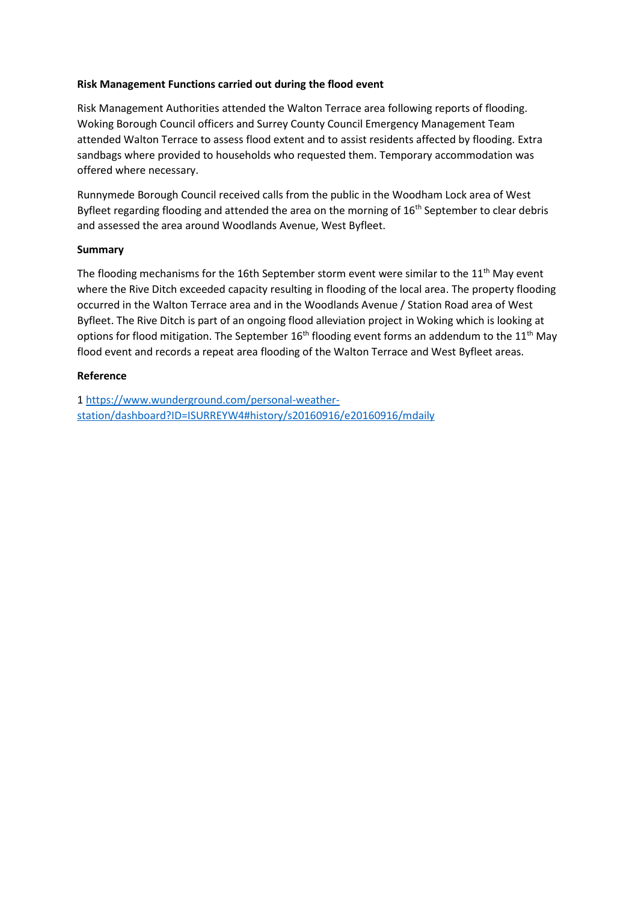**Risk Management Functions carried out during the flood event**

Risk Management Authorities attended the Walton Terrace area following reports of flooding. Woking Borough Council officers and Surrey County Council Emergency Management Team attended Walton Terrace to assess flood extent and to assist residents affected by flooding. Extra sandbags where provided to households who requested them. Temporary accommodation was offered where necessary.

Runnymede Borough Council received calls from the public in the Woodham Lock area of West Byfleet regarding flooding and attended the area on the morning of 16th September to clear debris and assessed the area around Woodlands Avenue, West Byfleet.

**Summary**

The flooding mechanisms for the 16th September storm event were similar to the 11th May event where the Rive Ditch exceeded capacity resulting in flooding of the local area. The property flooding occurred in the Walton Terrace area and in the Woodlands Avenue / Station Road area of West Byfleet. The Rive Ditch is part of an ongoing flood alleviation project in Woking which is looking at options for flood mitigation. The September 16th flooding event forms an addendum to the 11th May flood event and records a repeat area flooding of the Walton Terrace and West Byfleet areas.

**Reference**

1 https://www.wunderground.com/personal-weather-station/dashboard?ID=ISURREYW4#history/s20160916/e20160916/mdaily